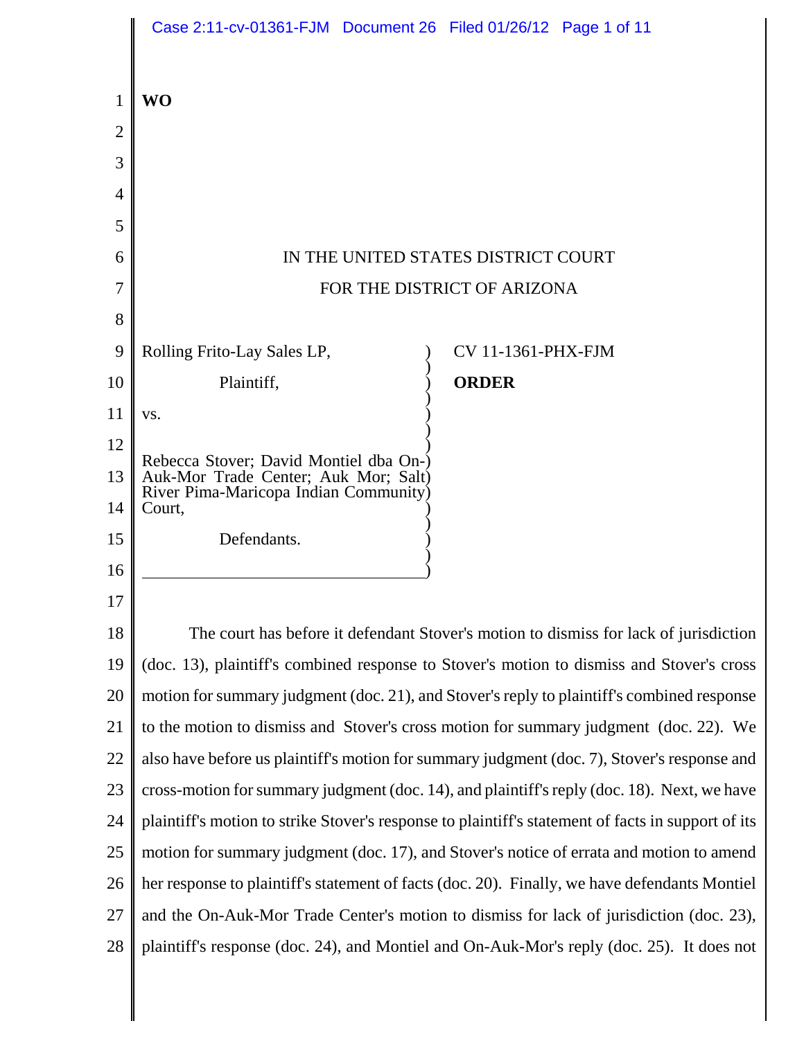**WO**

IN THE UNITED STATES DISTRICT COURT

FOR THE DISTRICT OF ARIZONA

Rolling Frito-Lay Sales LP,

Plaintiff,

vs.

Rebecca Stover; David Montiel dba On-Auk-Mor Trade Center; Auk Mor; Salt River Pima-Maricopa Indian Community Court,

Defendants.

CV 11-1361-PHX-FJM

**ORDER**

The court has before it defendant Stover's motion to dismiss for lack of jurisdiction (doc. 13), plaintiff's combined response to Stover's motion to dismiss and Stover's cross motion for summary judgment (doc. 21), and Stover's reply to plaintiff's combined response to the motion to dismiss and Stover's cross motion for summary judgment (doc. 22). We also have before us plaintiff's motion for summary judgment (doc. 7), Stover's response and cross-motion for summary judgment (doc. 14), and plaintiff's reply (doc. 18). Next, we have plaintiff's motion to strike Stover's response to plaintiff's statement of facts in support of its motion for summary judgment (doc. 17), and Stover's notice of errata and motion to amend her response to plaintiff's statement of facts (doc. 20). Finally, we have defendants Montiel and the On-Auk-Mor Trade Center's motion to dismiss for lack of jurisdiction (doc. 23), plaintiff's response (doc. 24), and Montiel and On-Auk-Mor's reply (doc. 25). It does not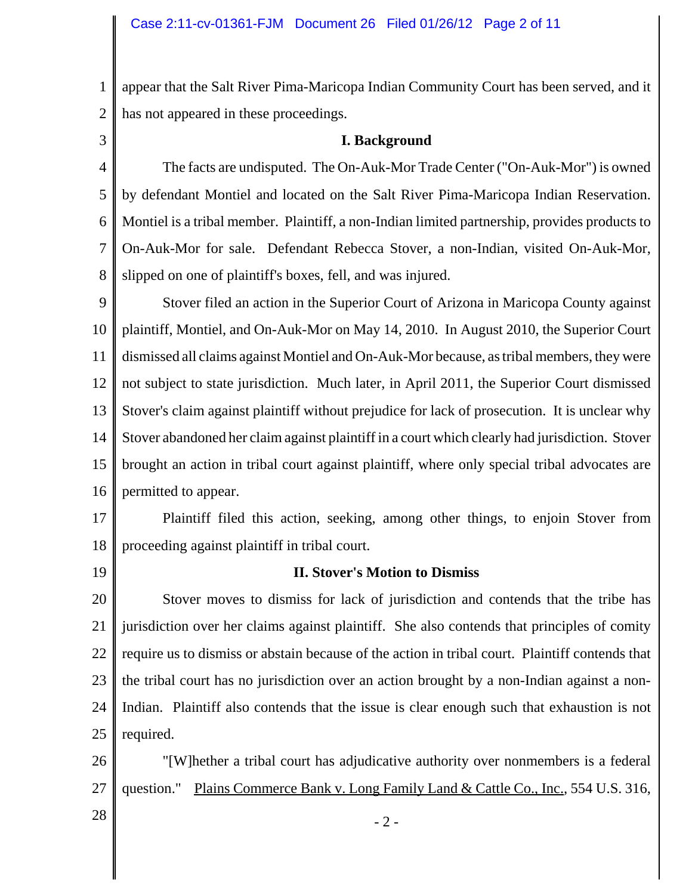appear that the Salt River Pima-Maricopa Indian Community Court has been served, and it has not appeared in these proceedings.

## I. Background

The facts are undisputed. The On-Auk-Mor Trade Center ("On-Auk-Mor") is owned by defendant Montiel and located on the Salt River Pima-Maricopa Indian Reservation. Montiel is a tribal member. Plaintiff, a non-Indian limited partnership, provides products to On-Auk-Mor for sale. Defendant Rebecca Stover, a non-Indian, visited On-Auk-Mor, slipped on one of plaintiff's boxes, fell, and was injured.

Stover filed an action in the Superior Court of Arizona in Maricopa County against plaintiff, Montiel, and On-Auk-Mor on May 14, 2010. In August 2010, the Superior Court dismissed all claims against Montiel and On-Auk-Mor because, as tribal members, they were not subject to state jurisdiction. Much later, in April 2011, the Superior Court dismissed Stover's claim against plaintiff without prejudice for lack of prosecution. It is unclear why Stover abandoned her claim against plaintiff in a court which clearly had jurisdiction. Stover brought an action in tribal court against plaintiff, where only special tribal advocates are permitted to appear.

Plaintiff filed this action, seeking, among other things, to enjoin Stover from proceeding against plaintiff in tribal court.

## II. Stover's Motion to Dismiss

Stover moves to dismiss for lack of jurisdiction and contends that the tribe has jurisdiction over her claims against plaintiff. She also contends that principles of comity require us to dismiss or abstain because of the action in tribal court. Plaintiff contends that the tribal court has no jurisdiction over an action brought by a non-Indian against a non-Indian. Plaintiff also contends that the issue is clear enough such that exhaustion is not required.

"[W]hether a tribal court has adjudicative authority over nonmembers is a federal question." Plains Commerce Bank v. Long Family Land & Cattle Co., Inc., 554 U.S. 316,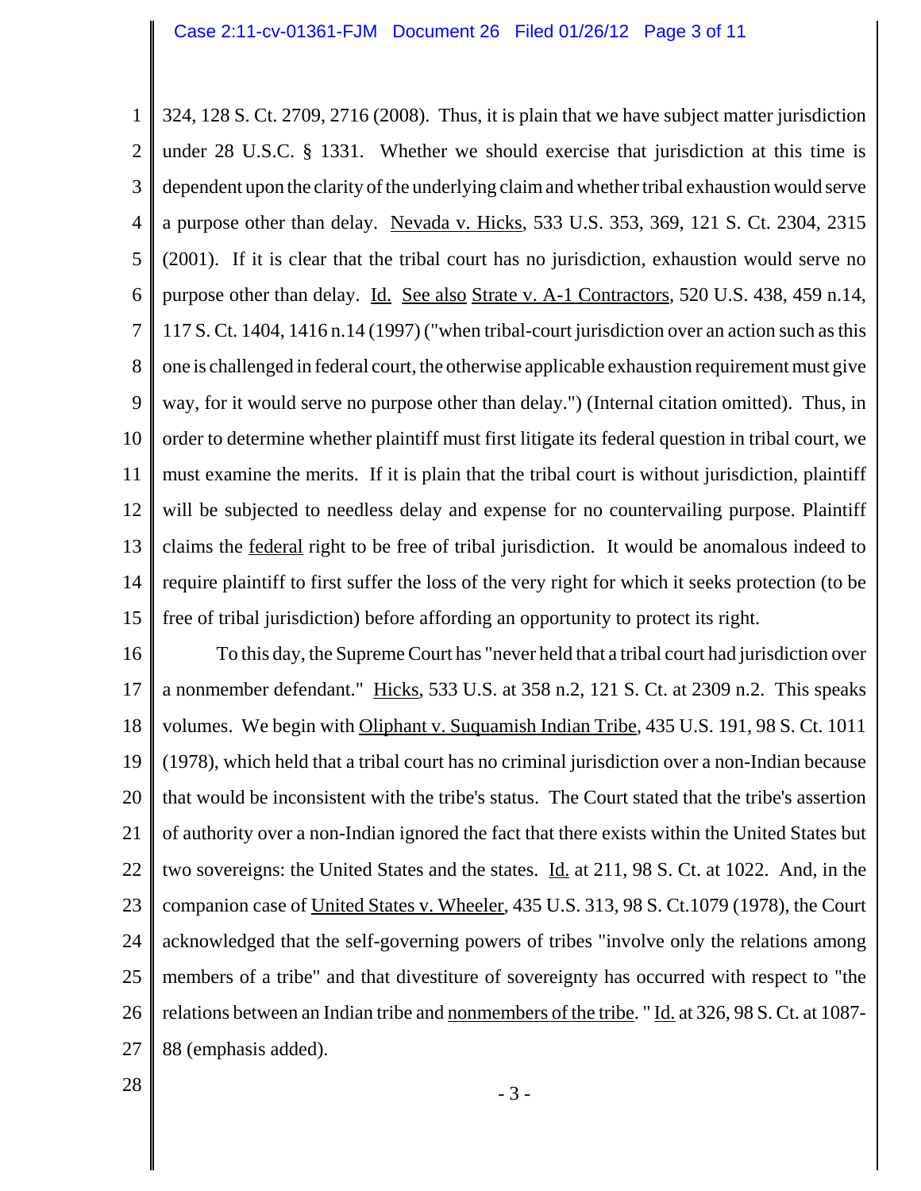324, 128 S. Ct. 2709, 2716 (2008). Thus, it is plain that we have subject matter jurisdiction under 28 U.S.C. § 1331. Whether we should exercise that jurisdiction at this time is dependent upon the clarity of the underlying claim and whether tribal exhaustion would serve a purpose other than delay. Nevada v. Hicks, 533 U.S. 353, 369, 121 S. Ct. 2304, 2315 (2001). If it is clear that the tribal court has no jurisdiction, exhaustion would serve no purpose other than delay. Id. See also Strate v. A-1 Contractors, 520 U.S. 438, 459 n.14, 117 S. Ct. 1404, 1416 n.14 (1997) ("when tribal-court jurisdiction over an action such as this one is challenged in federal court, the otherwise applicable exhaustion requirement must give way, for it would serve no purpose other than delay.") (Internal citation omitted). Thus, in order to determine whether plaintiff must first litigate its federal question in tribal court, we must examine the merits. If it is plain that the tribal court is without jurisdiction, plaintiff will be subjected to needless delay and expense for no countervailing purpose. Plaintiff claims the federal right to be free of tribal jurisdiction. It would be anomalous indeed to require plaintiff to first suffer the loss of the very right for which it seeks protection (to be free of tribal jurisdiction) before affording an opportunity to protect its right.

To this day, the Supreme Court has "never held that a tribal court had jurisdiction over a nonmember defendant." Hicks, 533 U.S. at 358 n.2, 121 S. Ct. at 2309 n.2. This speaks volumes. We begin with Oliphant v. Suquamish Indian Tribe, 435 U.S. 191, 98 S. Ct. 1011 (1978), which held that a tribal court has no criminal jurisdiction over a non-Indian because that would be inconsistent with the tribe's status. The Court stated that the tribe's assertion of authority over a non-Indian ignored the fact that there exists within the United States but two sovereigns: the United States and the states. Id. at 211, 98 S. Ct. at 1022. And, in the companion case of United States v. Wheeler, 435 U.S. 313, 98 S. Ct.1079 (1978), the Court acknowledged that the self-governing powers of tribes "involve only the relations among members of a tribe" and that divestiture of sovereignty has occurred with respect to "the relations between an Indian tribe and nonmembers of the tribe." Id. at 326, 98 S. Ct. at 1087-88 (emphasis added).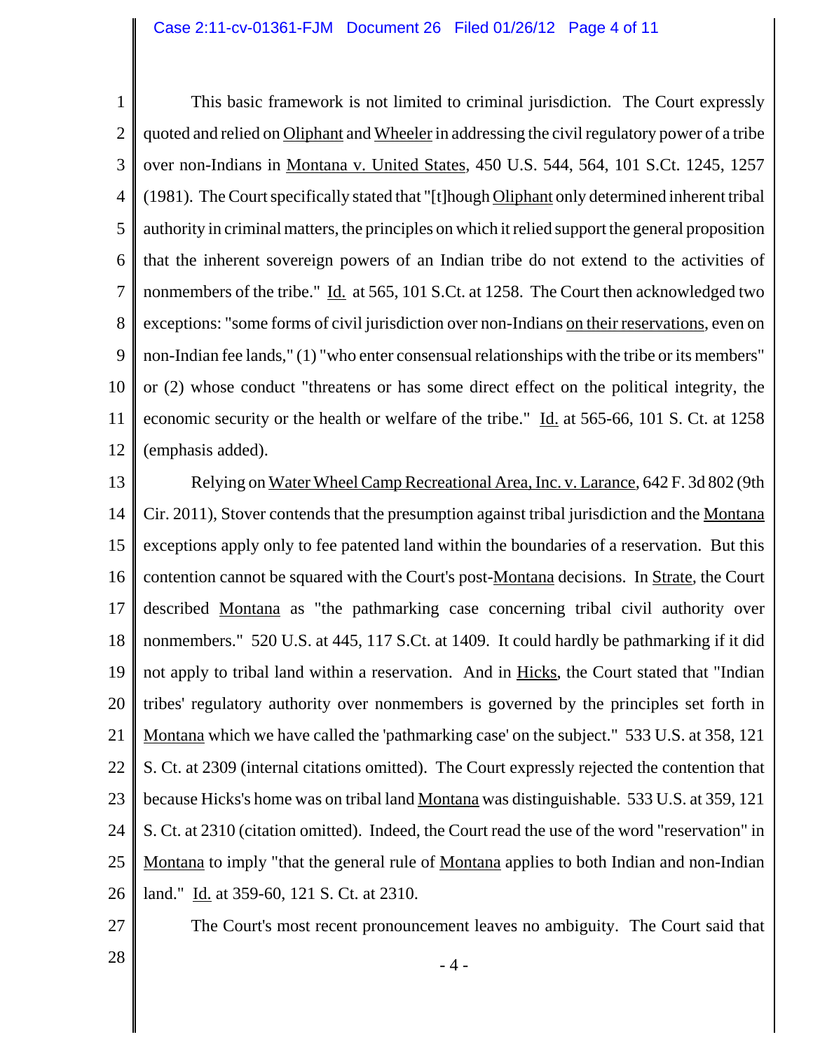This basic framework is not limited to criminal jurisdiction. The Court expressly quoted and relied on Oliphant and Wheeler in addressing the civil regulatory power of a tribe over non-Indians in Montana v. United States, 450 U.S. 544, 564, 101 S.Ct. 1245, 1257 (1981). The Court specifically stated that "[t]hough Oliphant only determined inherent tribal authority in criminal matters, the principles on which it relied support the general proposition that the inherent sovereign powers of an Indian tribe do not extend to the activities of nonmembers of the tribe." Id. at 565, 101 S.Ct. at 1258. The Court then acknowledged two exceptions: "some forms of civil jurisdiction over non-Indians on their reservations, even on non-Indian fee lands," (1) "who enter consensual relationships with the tribe or its members" or (2) whose conduct "threatens or has some direct effect on the political integrity, the economic security or the health or welfare of the tribe." Id. at 565-66, 101 S. Ct. at 1258 (emphasis added).

Relying on Water Wheel Camp Recreational Area, Inc. v. Larance, 642 F. 3d 802 (9th Cir. 2011), Stover contends that the presumption against tribal jurisdiction and the Montana exceptions apply only to fee patented land within the boundaries of a reservation. But this contention cannot be squared with the Court's post-Montana decisions. In Strate, the Court described Montana as "the pathmarking case concerning tribal civil authority over nonmembers." 520 U.S. at 445, 117 S.Ct. at 1409. It could hardly be pathmarking if it did not apply to tribal land within a reservation. And in Hicks, the Court stated that "Indian tribes' regulatory authority over nonmembers is governed by the principles set forth in Montana which we have called the 'pathmarking case' on the subject." 533 U.S. at 358, 121 S. Ct. at 2309 (internal citations omitted). The Court expressly rejected the contention that because Hicks's home was on tribal land Montana was distinguishable. 533 U.S. at 359, 121 S. Ct. at 2310 (citation omitted). Indeed, the Court read the use of the word "reservation" in Montana to imply "that the general rule of Montana applies to both Indian and non-Indian land." Id. at 359-60, 121 S. Ct. at 2310.

The Court's most recent pronouncement leaves no ambiguity. The Court said that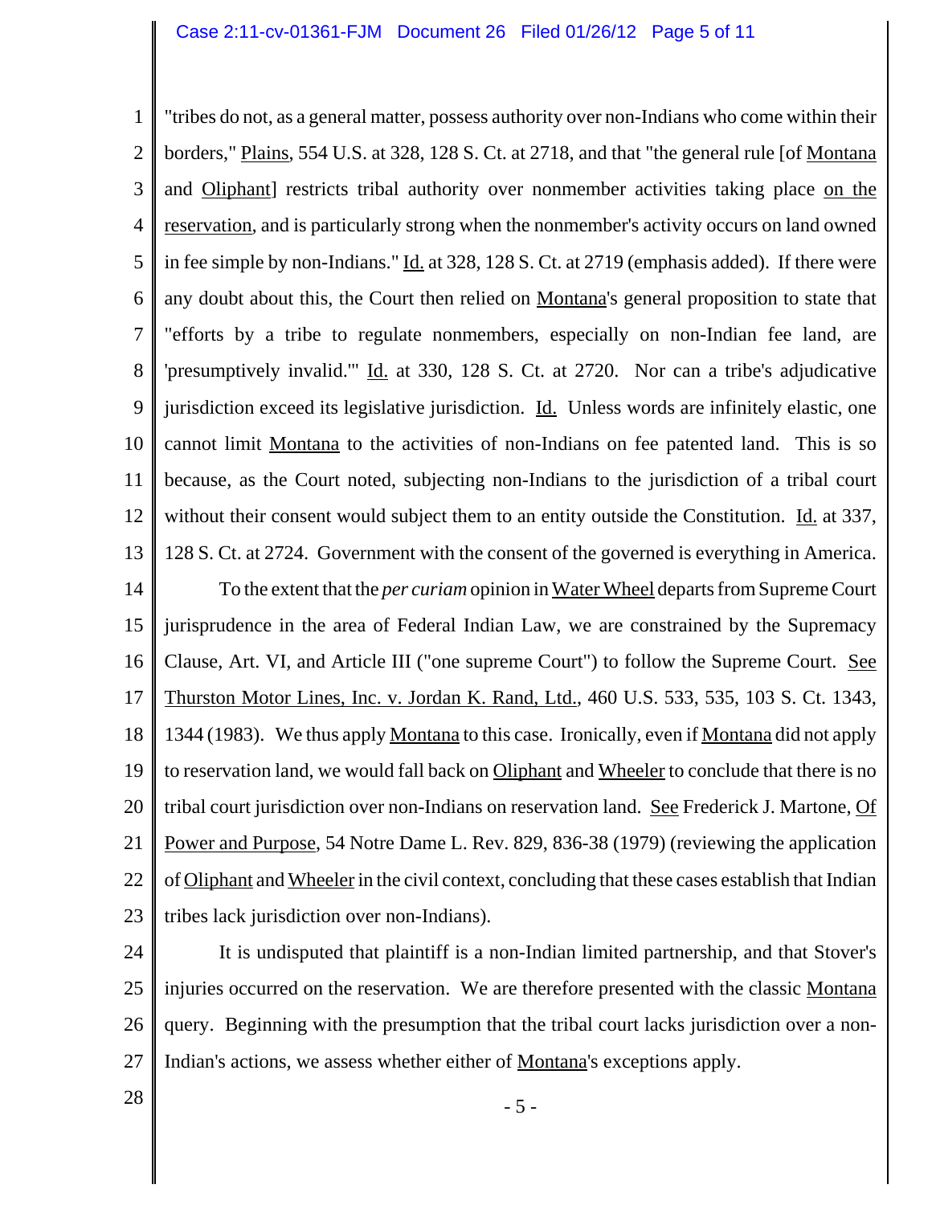"tribes do not, as a general matter, possess authority over non-Indians who come within their borders," Plains, 554 U.S. at 328, 128 S. Ct. at 2718, and that "the general rule [of Montana and Oliphant] restricts tribal authority over nonmember activities taking place on the reservation, and is particularly strong when the nonmember's activity occurs on land owned in fee simple by non-Indians." Id. at 328, 128 S. Ct. at 2719 (emphasis added). If there were any doubt about this, the Court then relied on Montana's general proposition to state that "efforts by a tribe to regulate nonmembers, especially on non-Indian fee land, are 'presumptively invalid.'" Id. at 330, 128 S. Ct. at 2720. Nor can a tribe's adjudicative jurisdiction exceed its legislative jurisdiction. Id. Unless words are infinitely elastic, one cannot limit Montana to the activities of non-Indians on fee patented land. This is so because, as the Court noted, subjecting non-Indians to the jurisdiction of a tribal court without their consent would subject them to an entity outside the Constitution. Id. at 337, 128 S. Ct. at 2724. Government with the consent of the governed is everything in America.

To the extent that the *per curiam* opinion in Water Wheel departs from Supreme Court jurisprudence in the area of Federal Indian Law, we are constrained by the Supremacy Clause, Art. VI, and Article III ("one supreme Court") to follow the Supreme Court. See Thurston Motor Lines, Inc. v. Jordan K. Rand, Ltd., 460 U.S. 533, 535, 103 S. Ct. 1343, 1344 (1983). We thus apply Montana to this case. Ironically, even if Montana did not apply to reservation land, we would fall back on Oliphant and Wheeler to conclude that there is no tribal court jurisdiction over non-Indians on reservation land. See Frederick J. Martone, Of Power and Purpose, 54 Notre Dame L. Rev. 829, 836-38 (1979) (reviewing the application of Oliphant and Wheeler in the civil context, concluding that these cases establish that Indian tribes lack jurisdiction over non-Indians).

It is undisputed that plaintiff is a non-Indian limited partnership, and that Stover's injuries occurred on the reservation. We are therefore presented with the classic Montana query. Beginning with the presumption that the tribal court lacks jurisdiction over a non-Indian's actions, we assess whether either of Montana's exceptions apply.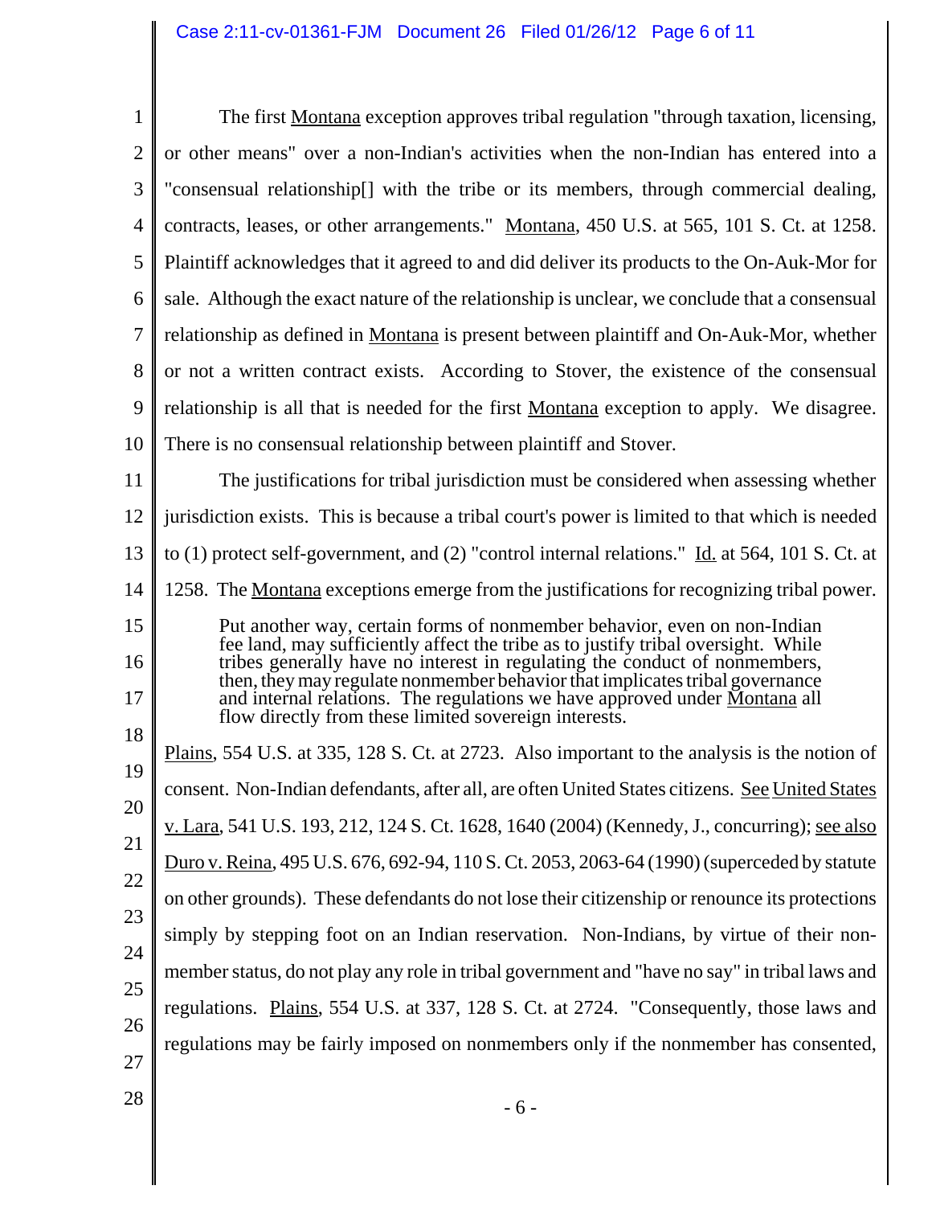The first Montana exception approves tribal regulation "through taxation, licensing, or other means" over a non-Indian's activities when the non-Indian has entered into a "consensual relationship[] with the tribe or its members, through commercial dealing, contracts, leases, or other arrangements." Montana, 450 U.S. at 565, 101 S. Ct. at 1258. Plaintiff acknowledges that it agreed to and did deliver its products to the On-Auk-Mor for sale. Although the exact nature of the relationship is unclear, we conclude that a consensual relationship as defined in Montana is present between plaintiff and On-Auk-Mor, whether or not a written contract exists. According to Stover, the existence of the consensual relationship is all that is needed for the first Montana exception to apply. We disagree. There is no consensual relationship between plaintiff and Stover.

The justifications for tribal jurisdiction must be considered when assessing whether jurisdiction exists. This is because a tribal court's power is limited to that which is needed to (1) protect self-government, and (2) "control internal relations." Id. at 564, 101 S. Ct. at 1258. The Montana exceptions emerge from the justifications for recognizing tribal power.

> Put another way, certain forms of nonmember behavior, even on non-Indian fee land, may sufficiently affect the tribe as to justify tribal oversight. While tribes generally have no interest in regulating the conduct of nonmembers, then, they may regulate nonmember behavior that implicates tribal governance and internal relations. The regulations we have approved under Montana all flow directly from these limited sovereign interests.

Plains, 554 U.S. at 335, 128 S. Ct. at 2723. Also important to the analysis is the notion of consent. Non-Indian defendants, after all, are often United States citizens. See United States v. Lara, 541 U.S. 193, 212, 124 S. Ct. 1628, 1640 (2004) (Kennedy, J., concurring); see also Duro v. Reina, 495 U.S. 676, 692-94, 110 S. Ct. 2053, 2063-64 (1990) (superceded by statute on other grounds). These defendants do not lose their citizenship or renounce its protections simply by stepping foot on an Indian reservation. Non-Indians, by virtue of their non-member status, do not play any role in tribal government and "have no say" in tribal laws and regulations. Plains, 554 U.S. at 337, 128 S. Ct. at 2724. "Consequently, those laws and regulations may be fairly imposed on nonmembers only if the nonmember has consented,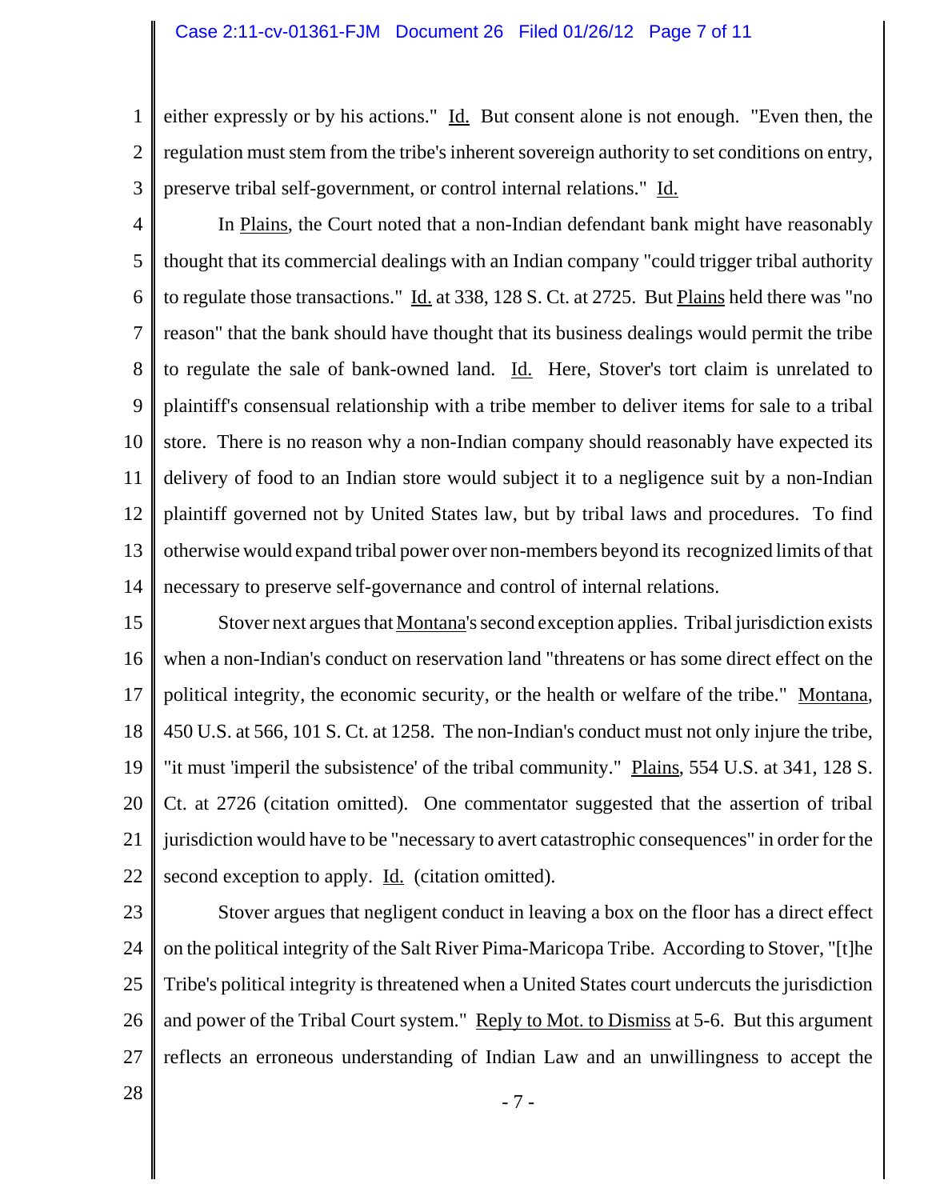either expressly or by his actions." Id. But consent alone is not enough. "Even then, the regulation must stem from the tribe's inherent sovereign authority to set conditions on entry, preserve tribal self-government, or control internal relations." Id.

In Plains, the Court noted that a non-Indian defendant bank might have reasonably thought that its commercial dealings with an Indian company "could trigger tribal authority to regulate those transactions." Id. at 338, 128 S. Ct. at 2725. But Plains held there was "no reason" that the bank should have thought that its business dealings would permit the tribe to regulate the sale of bank-owned land. Id. Here, Stover's tort claim is unrelated to plaintiff's consensual relationship with a tribe member to deliver items for sale to a tribal store. There is no reason why a non-Indian company should reasonably have expected its delivery of food to an Indian store would subject it to a negligence suit by a non-Indian plaintiff governed not by United States law, but by tribal laws and procedures. To find otherwise would expand tribal power over non-members beyond its recognized limits of that necessary to preserve self-governance and control of internal relations.

Stover next argues that Montana's second exception applies. Tribal jurisdiction exists when a non-Indian's conduct on reservation land "threatens or has some direct effect on the political integrity, the economic security, or the health or welfare of the tribe." Montana, 450 U.S. at 566, 101 S. Ct. at 1258. The non-Indian's conduct must not only injure the tribe, "it must 'imperil the subsistence' of the tribal community." Plains, 554 U.S. at 341, 128 S. Ct. at 2726 (citation omitted). One commentator suggested that the assertion of tribal jurisdiction would have to be "necessary to avert catastrophic consequences" in order for the second exception to apply. Id. (citation omitted).

Stover argues that negligent conduct in leaving a box on the floor has a direct effect on the political integrity of the Salt River Pima-Maricopa Tribe. According to Stover, "[t]he Tribe's political integrity is threatened when a United States court undercuts the jurisdiction and power of the Tribal Court system." Reply to Mot. to Dismiss at 5-6. But this argument reflects an erroneous understanding of Indian Law and an unwillingness to accept the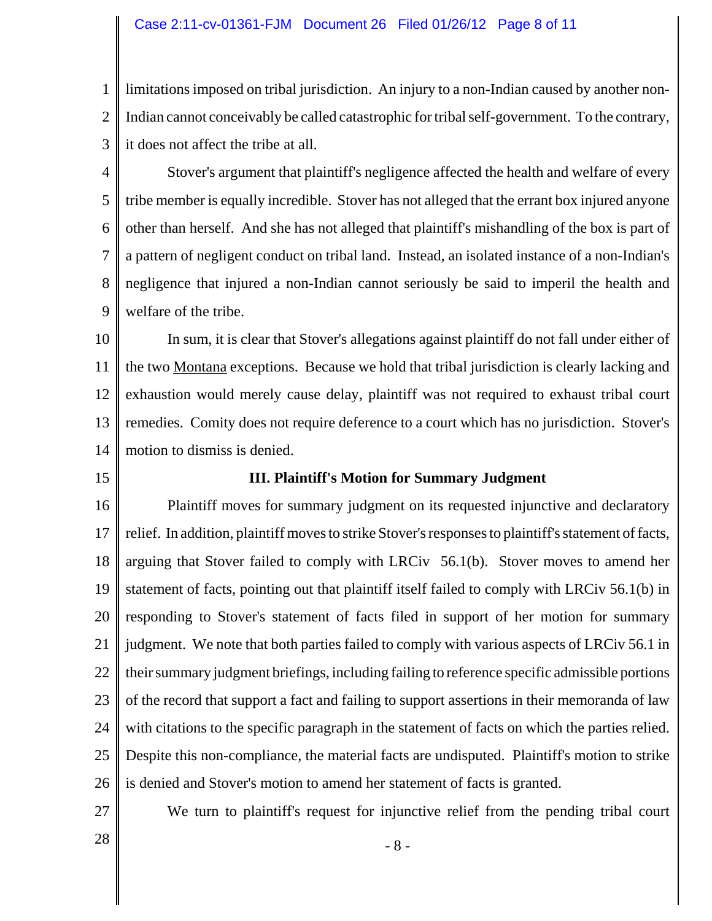limitations imposed on tribal jurisdiction. An injury to a non-Indian caused by another non-Indian cannot conceivably be called catastrophic for tribal self-government. To the contrary, it does not affect the tribe at all.

Stover's argument that plaintiff's negligence affected the health and welfare of every tribe member is equally incredible. Stover has not alleged that the errant box injured anyone other than herself. And she has not alleged that plaintiff's mishandling of the box is part of a pattern of negligent conduct on tribal land. Instead, an isolated instance of a non-Indian's negligence that injured a non-Indian cannot seriously be said to imperil the health and welfare of the tribe.

In sum, it is clear that Stover's allegations against plaintiff do not fall under either of the two Montana exceptions. Because we hold that tribal jurisdiction is clearly lacking and exhaustion would merely cause delay, plaintiff was not required to exhaust tribal court remedies. Comity does not require deference to a court which has no jurisdiction. Stover's motion to dismiss is denied.

### III. Plaintiff's Motion for Summary Judgment

Plaintiff moves for summary judgment on its requested injunctive and declaratory relief. In addition, plaintiff moves to strike Stover's responses to plaintiff's statement of facts, arguing that Stover failed to comply with LRCiv 56.1(b). Stover moves to amend her statement of facts, pointing out that plaintiff itself failed to comply with LRCiv 56.1(b) in responding to Stover's statement of facts filed in support of her motion for summary judgment. We note that both parties failed to comply with various aspects of LRCiv 56.1 in their summary judgment briefings, including failing to reference specific admissible portions of the record that support a fact and failing to support assertions in their memoranda of law with citations to the specific paragraph in the statement of facts on which the parties relied. Despite this non-compliance, the material facts are undisputed. Plaintiff's motion to strike is denied and Stover's motion to amend her statement of facts is granted.

We turn to plaintiff's request for injunctive relief from the pending tribal court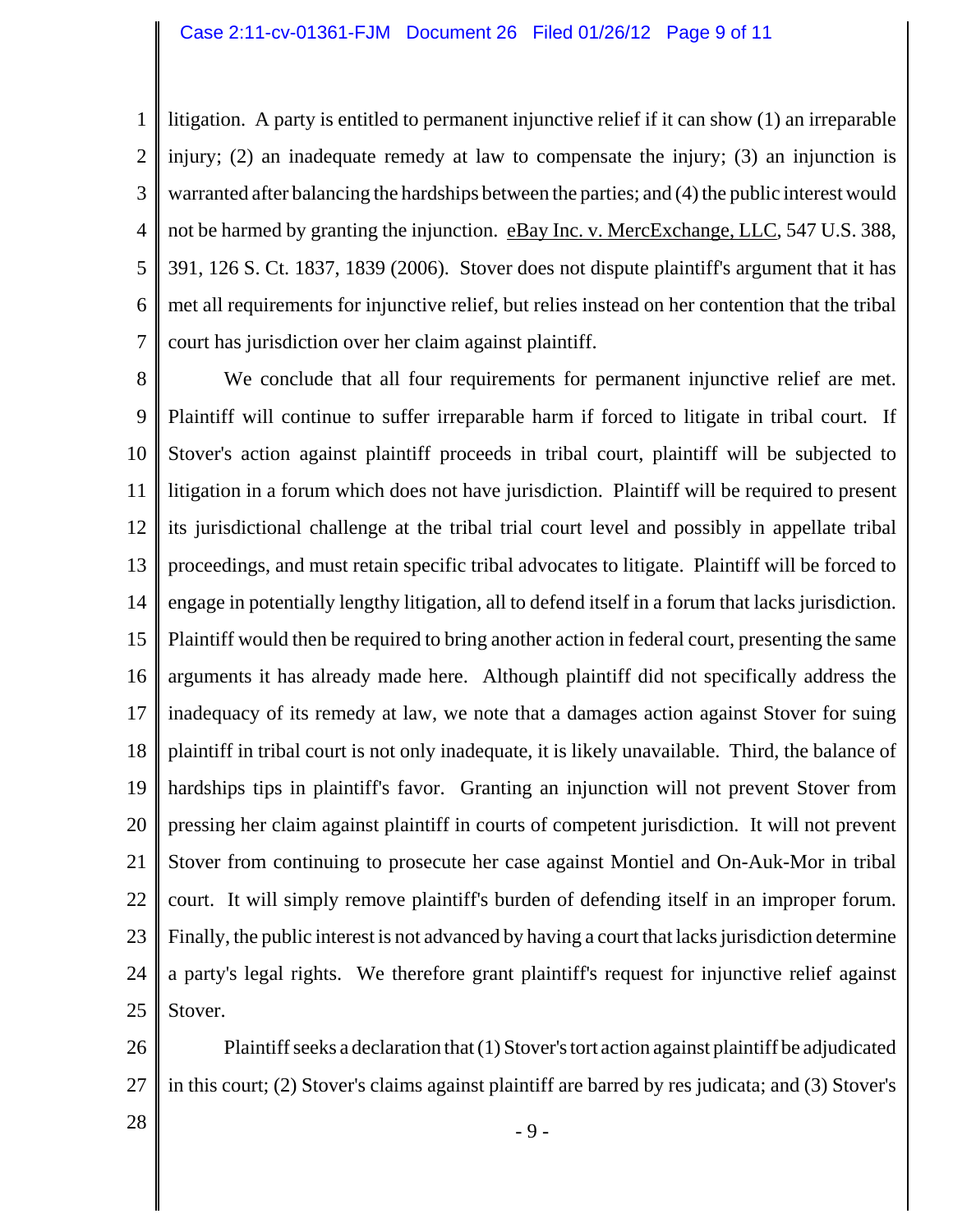litigation. A party is entitled to permanent injunctive relief if it can show (1) an irreparable injury; (2) an inadequate remedy at law to compensate the injury; (3) an injunction is warranted after balancing the hardships between the parties; and (4) the public interest would not be harmed by granting the injunction. eBay Inc. v. MercExchange, LLC, 547 U.S. 388, 391, 126 S. Ct. 1837, 1839 (2006). Stover does not dispute plaintiff's argument that it has met all requirements for injunctive relief, but relies instead on her contention that the tribal court has jurisdiction over her claim against plaintiff.

We conclude that all four requirements for permanent injunctive relief are met. Plaintiff will continue to suffer irreparable harm if forced to litigate in tribal court. If Stover's action against plaintiff proceeds in tribal court, plaintiff will be subjected to litigation in a forum which does not have jurisdiction. Plaintiff will be required to present its jurisdictional challenge at the tribal trial court level and possibly in appellate tribal proceedings, and must retain specific tribal advocates to litigate. Plaintiff will be forced to engage in potentially lengthy litigation, all to defend itself in a forum that lacks jurisdiction. Plaintiff would then be required to bring another action in federal court, presenting the same arguments it has already made here. Although plaintiff did not specifically address the inadequacy of its remedy at law, we note that a damages action against Stover for suing plaintiff in tribal court is not only inadequate, it is likely unavailable. Third, the balance of hardships tips in plaintiff's favor. Granting an injunction will not prevent Stover from pressing her claim against plaintiff in courts of competent jurisdiction. It will not prevent Stover from continuing to prosecute her case against Montiel and On-Auk-Mor in tribal court. It will simply remove plaintiff's burden of defending itself in an improper forum. Finally, the public interest is not advanced by having a court that lacks jurisdiction determine a party's legal rights. We therefore grant plaintiff's request for injunctive relief against Stover.

Plaintiff seeks a declaration that (1) Stover's tort action against plaintiff be adjudicated in this court; (2) Stover's claims against plaintiff are barred by res judicata; and (3) Stover's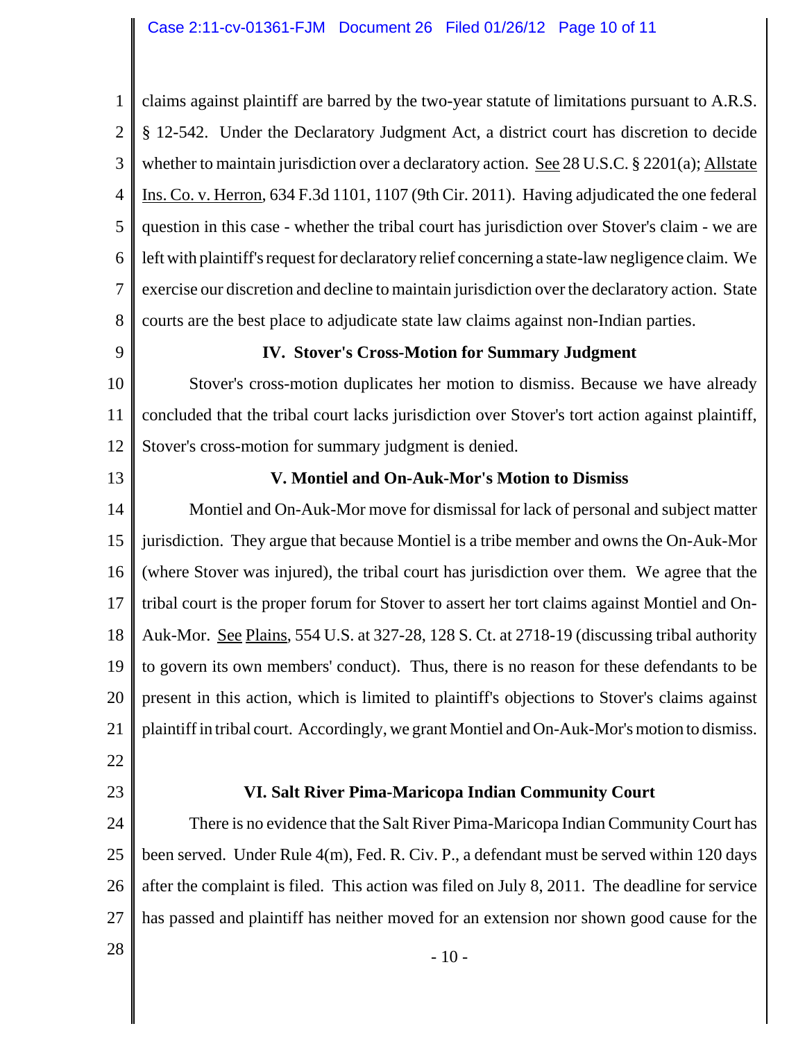claims against plaintiff are barred by the two-year statute of limitations pursuant to A.R.S. § 12-542. Under the Declaratory Judgment Act, a district court has discretion to decide whether to maintain jurisdiction over a declaratory action. See 28 U.S.C. § 2201(a); Allstate Ins. Co. v. Herron, 634 F.3d 1101, 1107 (9th Cir. 2011). Having adjudicated the one federal question in this case - whether the tribal court has jurisdiction over Stover's claim - we are left with plaintiff's request for declaratory relief concerning a state-law negligence claim. We exercise our discretion and decline to maintain jurisdiction over the declaratory action. State courts are the best place to adjudicate state law claims against non-Indian parties.

## IV. Stover's Cross-Motion for Summary Judgment

Stover's cross-motion duplicates her motion to dismiss. Because we have already concluded that the tribal court lacks jurisdiction over Stover's tort action against plaintiff, Stover's cross-motion for summary judgment is denied.

## V. Montiel and On-Auk-Mor's Motion to Dismiss

Montiel and On-Auk-Mor move for dismissal for lack of personal and subject matter jurisdiction. They argue that because Montiel is a tribe member and owns the On-Auk-Mor (where Stover was injured), the tribal court has jurisdiction over them. We agree that the tribal court is the proper forum for Stover to assert her tort claims against Montiel and On-Auk-Mor. See Plains, 554 U.S. at 327-28, 128 S. Ct. at 2718-19 (discussing tribal authority to govern its own members' conduct). Thus, there is no reason for these defendants to be present in this action, which is limited to plaintiff's objections to Stover's claims against plaintiff in tribal court. Accordingly, we grant Montiel and On-Auk-Mor's motion to dismiss.

## VI. Salt River Pima-Maricopa Indian Community Court

There is no evidence that the Salt River Pima-Maricopa Indian Community Court has been served. Under Rule 4(m), Fed. R. Civ. P., a defendant must be served within 120 days after the complaint is filed. This action was filed on July 8, 2011. The deadline for service has passed and plaintiff has neither moved for an extension nor shown good cause for the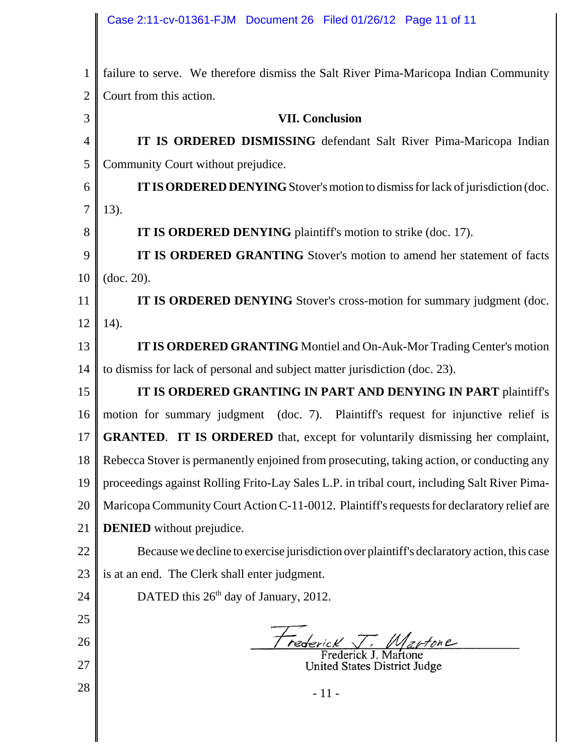failure to serve. We therefore dismiss the Salt River Pima-Maricopa Indian Community Court from this action.

### VII. Conclusion

**IT IS ORDERED DISMISSING** defendant Salt River Pima-Maricopa Indian Community Court without prejudice.

**IT IS ORDERED DENYING** Stover's motion to dismiss for lack of jurisdiction (doc. 13).

**IT IS ORDERED DENYING** plaintiff's motion to strike (doc. 17).

**IT IS ORDERED GRANTING** Stover's motion to amend her statement of facts (doc. 20).

**IT IS ORDERED DENYING** Stover's cross-motion for summary judgment (doc. 14).

**IT IS ORDERED GRANTING** Montiel and On-Auk-Mor Trading Center's motion to dismiss for lack of personal and subject matter jurisdiction (doc. 23).

**IT IS ORDERED GRANTING IN PART AND DENYING IN PART** plaintiff's motion for summary judgment (doc. 7). Plaintiff's request for injunctive relief is **GRANTED**. **IT IS ORDERED** that, except for voluntarily dismissing her complaint, Rebecca Stover is permanently enjoined from prosecuting, taking action, or conducting any proceedings against Rolling Frito-Lay Sales L.P. in tribal court, including Salt River Pima-Maricopa Community Court Action C-11-0012. Plaintiff's requests for declaratory relief are **DENIED** without prejudice.

Because we decline to exercise jurisdiction over plaintiff's declaratory action, this case is at an end. The Clerk shall enter judgment.

DATED this 26th day of January, 2012.

Frederick J. Martone
United States District Judge